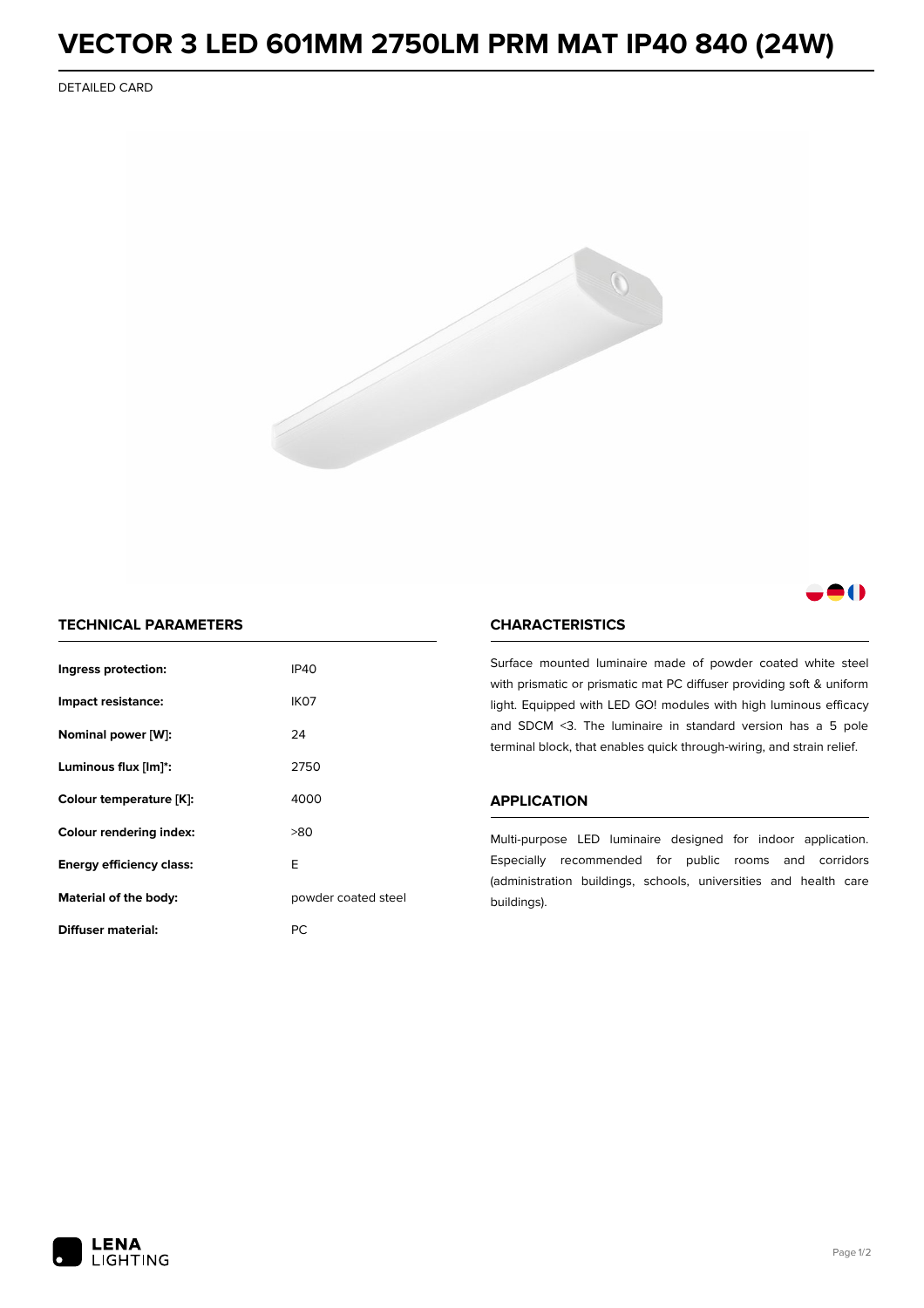# VECTOR 3 LED 601MM 2750LM PRM MAT IP40 840 (24W)

DETAILED CARD

## TECHNICAL PARAMETERS

| | |
|---|---|
| **Ingress protection:** | IP40 |
| **Impact resistance:** | IK07 |
| **Nominal power [W]:** | 24 |
| **Luminous flux [lm]*:** | 2750 |
| **Colour temperature [K]:** | 4000 |
| **Colour rendering index:** | >80 |
| **Energy efficiency class:** | E |
| **Material of the body:** | powder coated steel |
| **Diffuser material:** | PC |

## CHARACTERISTICS

Surface mounted luminaire made of powder coated white steel with prismatic or prismatic mat PC diffuser providing soft & uniform light. Equipped with LED GO! modules with high luminous efficacy and SDCM <3. The luminaire in standard version has a 5 pole terminal block, that enables quick through-wiring, and strain relief.

## APPLICATION

Multi-purpose LED luminaire designed for indoor application. Especially recommended for public rooms and corridors (administration buildings, schools, universities and health care buildings).

LENA LIGHTING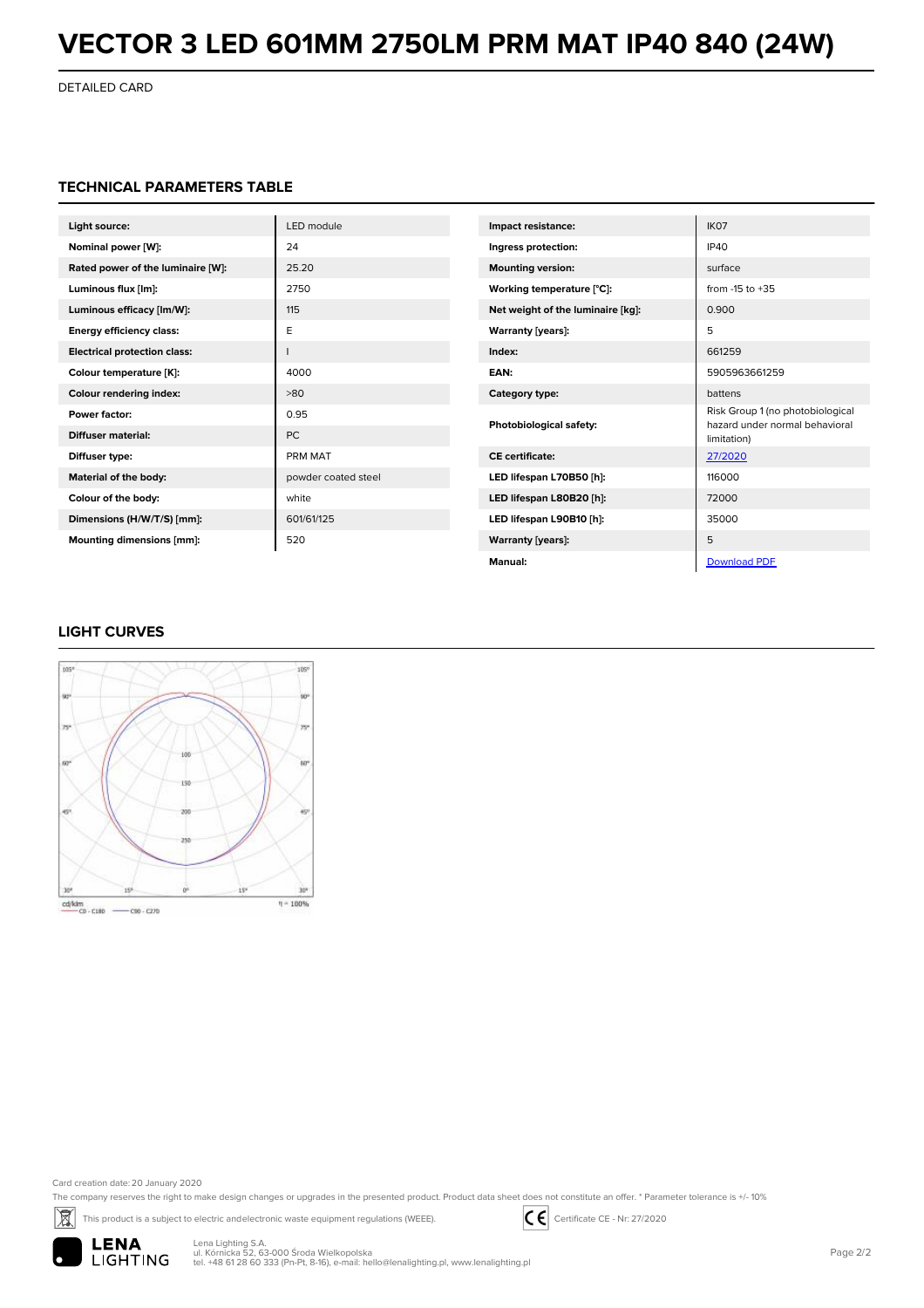# VECTOR 3 LED 601MM 2750LM PRM MAT IP40 840 (24W)

DETAILED CARD

## TECHNICAL PARAMETERS TABLE

| | |
|---|---|
| **Light source:** | LED module |
| **Nominal power [W]:** | 24 |
| **Rated power of the luminaire [W]:** | 25.20 |
| **Luminous flux [lm]:** | 2750 |
| **Luminous efficacy [lm/W]:** | 115 |
| **Energy efficiency class:** | E |
| **Electrical protection class:** | I |
| **Colour temperature [K]:** | 4000 |
| **Colour rendering index:** | >80 |
| **Power factor:** | 0.95 |
| **Diffuser material:** | PC |
| **Diffuser type:** | PRM MAT |
| **Material of the body:** | powder coated steel |
| **Colour of the body:** | white |
| **Dimensions (H/W/T/S) [mm]:** | 601/61/125 |
| **Mounting dimensions [mm]:** | 520 |

| | |
|---|---|
| **Impact resistance:** | IK07 |
| **Ingress protection:** | IP40 |
| **Mounting version:** | surface |
| **Working temperature [°C]:** | from -15 to +35 |
| **Net weight of the luminaire [kg]:** | 0.900 |
| **Warranty [years]:** | 5 |
| **Index:** | 661259 |
| **EAN:** | 5905963661259 |
| **Category type:** | battens |
| **Photobiological safety:** | Risk Group 1 (no photobiological hazard under normal behavioral limitation) |
| **CE certificate:** | 27/2020 |
| **LED lifespan L70B50 [h]:** | 116000 |
| **LED lifespan L80B20 [h]:** | 72000 |
| **LED lifespan L90B10 [h]:** | 35000 |
| **Warranty [years]:** | 5 |
| **Manual:** | Download PDF |

## LIGHT CURVES

105° 105°
90° 90°
75° 75°
60° 60°
45° 45°
30° 15° 0° 15° 30°
100
150
200
250
cd/klm
C0 - C180 C90 - C270
η = 100%

Card creation date: 20 January 2020

The company reserves the right to make design changes or upgrades in the presented product. Product data sheet does not constitute an offer. * Parameter tolerance is +/- 10%

This product is a subject to electric andelectronic waste equipment regulations (WEEE).

Certificate CE - Nr: 27/2020

Lena Lighting S.A.
ul. Kórnicka 52, 63-000 Środa Wielkopolska
tel. +48 61 28 60 333 (Pn-Pt, 8-16), e-mail: hello@lenalighting.pl, www.lenalighting.pl